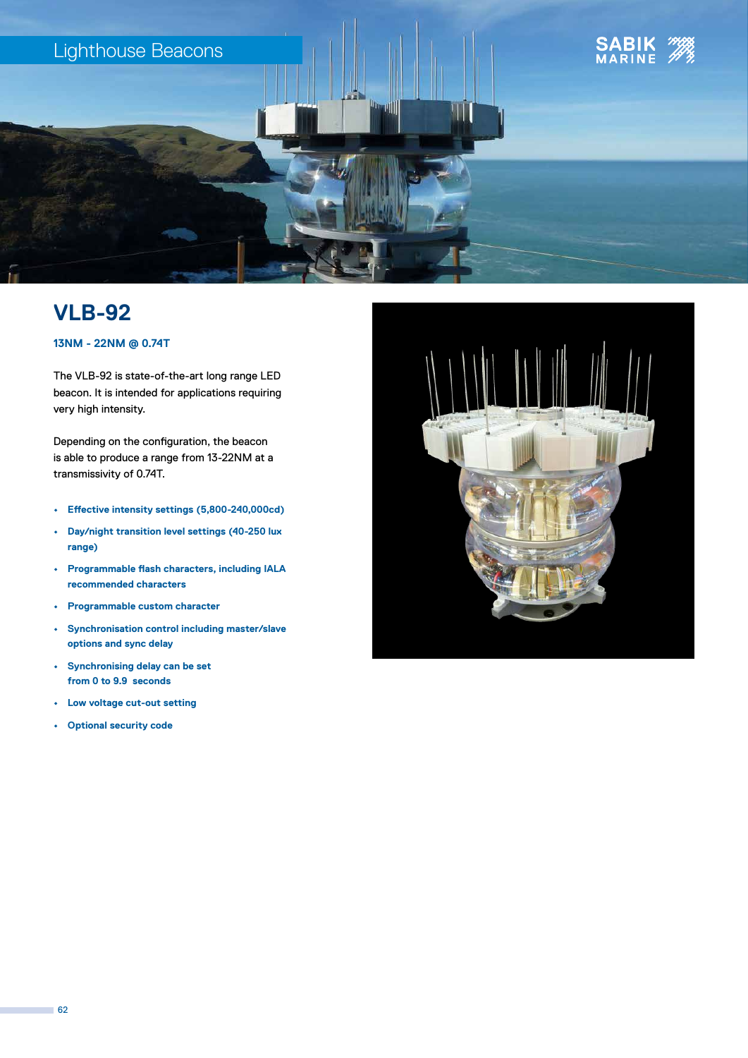# VLB-92

**13NM - 22NM @ 0.74T**

The VLB-92 is state-of-the-art long range LED beacon. It is intended for applications requiring very high intensity.

Depending on the configuration, the beacon is able to produce a range from 13-22NM at a transmissivity of 0.74T.

- **Effective intensity settings (5,800-240,000cd)**
- **Day/night transition level settings (40-250 lux range)**
- **Programmable flash characters, including IALA recommended characters**
- **Programmable custom character**
- **Synchronisation control including master/slave options and sync delay**
- **Synchronising delay can be set from 0 to 9.9 seconds**
- **Low voltage cut-out setting**
- **Optional security code**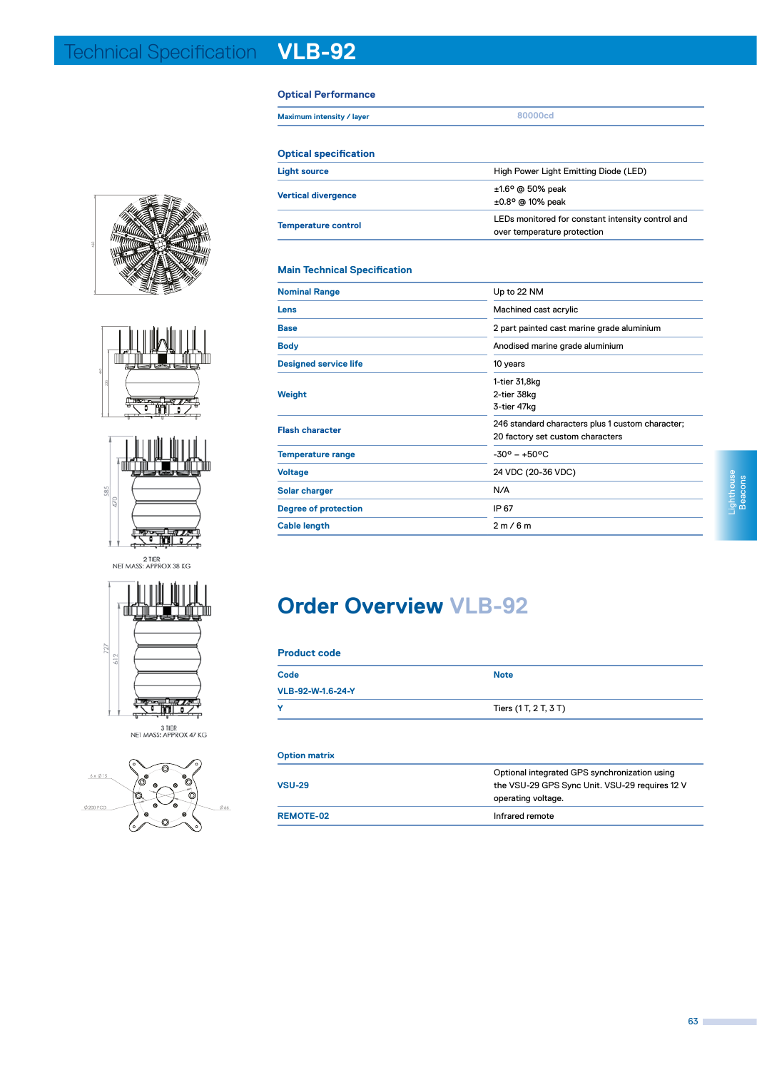# Technical Specification VLB-92

## Optical Performance

| | |
|---|---|
| Maximum intensity / layer | 80000cd |

## Optical specification

| | |
|---|---|
| Light source | High Power Light Emitting Diode (LED) |
| Vertical divergence | ±1.6° @ 50% peak<br>±0.8° @ 10% peak |
| Temperature control | LEDs monitored for constant intensity control and over temperature protection |

## Main Technical Specification

| | |
|---|---|
| Nominal Range | Up to 22 NM |
| Lens | Machined cast acrylic |
| Base | 2 part painted cast marine grade aluminium |
| Body | Anodised marine grade aluminium |
| Designed service life | 10 years |
| Weight | 1-tier 31,8kg<br>2-tier 38kg<br>3-tier 47kg |
| Flash character | 246 standard characters plus 1 custom character; 20 factory set custom characters |
| Temperature range | -30° – +50°C |
| Voltage | 24 VDC (20-36 VDC) |
| Solar charger | N/A |
| Degree of protection | IP 67 |
| Cable length | 2 m / 6 m |

2 TIER
NET MASS: APPROX 38 KG

3 TIER
NET MASS: APPROX 47 KG

# Order Overview VLB-92

## Product code

| Code | Note |
|---|---|
| VLB-92-W-1.6-24-Y | |
| Y | Tiers (1 T, 2 T, 3 T) |

## Option matrix

| | |
|---|---|
| VSU-29 | Optional integrated GPS synchronization using the VSU-29 GPS Sync Unit. VSU-29 requires 12 V operating voltage. |
| REMOTE-02 | Infrared remote |

Lighthouse Beacons